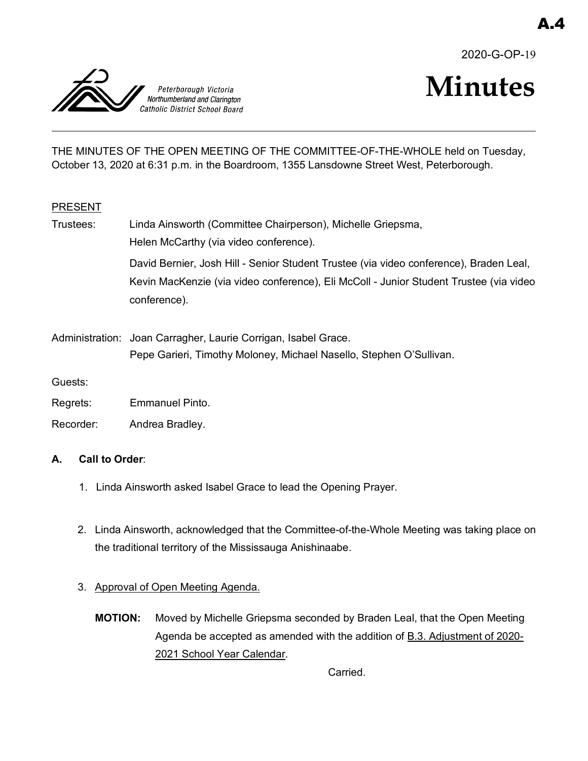A.4

2020-G-OP-19

Peterborough Victoria Northumberland and Clarington Catholic District School Board

# Minutes

THE MINUTES OF THE OPEN MEETING OF THE COMMITTEE-OF-THE-WHOLE held on Tuesday, October 13, 2020 at 6:31 p.m. in the Boardroom, 1355 Lansdowne Street West, Peterborough.

PRESENT

Trustees: Linda Ainsworth (Committee Chairperson), Michelle Griepsma, Helen McCarthy (via video conference).

David Bernier, Josh Hill - Senior Student Trustee (via video conference), Braden Leal, Kevin MacKenzie (via video conference), Eli McColl - Junior Student Trustee (via video conference).

Administration: Joan Carragher, Laurie Corrigan, Isabel Grace.

Pepe Garieri, Timothy Moloney, Michael Nasello, Stephen O'Sullivan.

Guests:

Regrets: Emmanuel Pinto.

Recorder: Andrea Bradley.

**A. Call to Order**:

1. Linda Ainsworth asked Isabel Grace to lead the Opening Prayer.

2. Linda Ainsworth, acknowledged that the Committee-of-the-Whole Meeting was taking place on the traditional territory of the Mississauga Anishinaabe.

3. Approval of Open Meeting Agenda.

**MOTION:** Moved by Michelle Griepsma seconded by Braden Leal, that the Open Meeting Agenda be accepted as amended with the addition of B.3. Adjustment of 2020-2021 School Year Calendar.

Carried.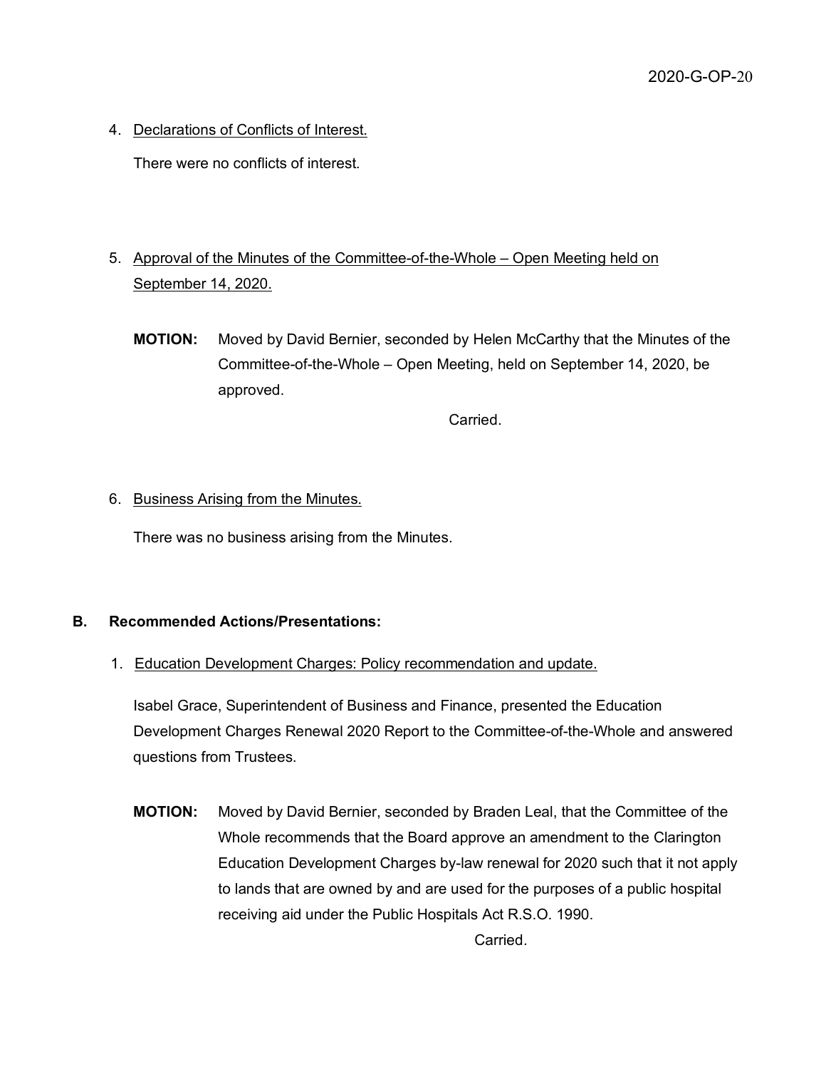4. Declarations of Conflicts of Interest.

   There were no conflicts of interest.

5. Approval of the Minutes of the Committee-of-the-Whole – Open Meeting held on September 14, 2020.

   **MOTION:** Moved by David Bernier, seconded by Helen McCarthy that the Minutes of the Committee-of-the-Whole – Open Meeting, held on September 14, 2020, be approved.

   Carried.

6. Business Arising from the Minutes.

   There was no business arising from the Minutes.

## B. Recommended Actions/Presentations:

1. Education Development Charges: Policy recommendation and update.

   Isabel Grace, Superintendent of Business and Finance, presented the Education Development Charges Renewal 2020 Report to the Committee-of-the-Whole and answered questions from Trustees.

   **MOTION:** Moved by David Bernier, seconded by Braden Leal, that the Committee of the Whole recommends that the Board approve an amendment to the Clarington Education Development Charges by-law renewal for 2020 such that it not apply to lands that are owned by and are used for the purposes of a public hospital receiving aid under the Public Hospitals Act R.S.O. 1990.

   Carried.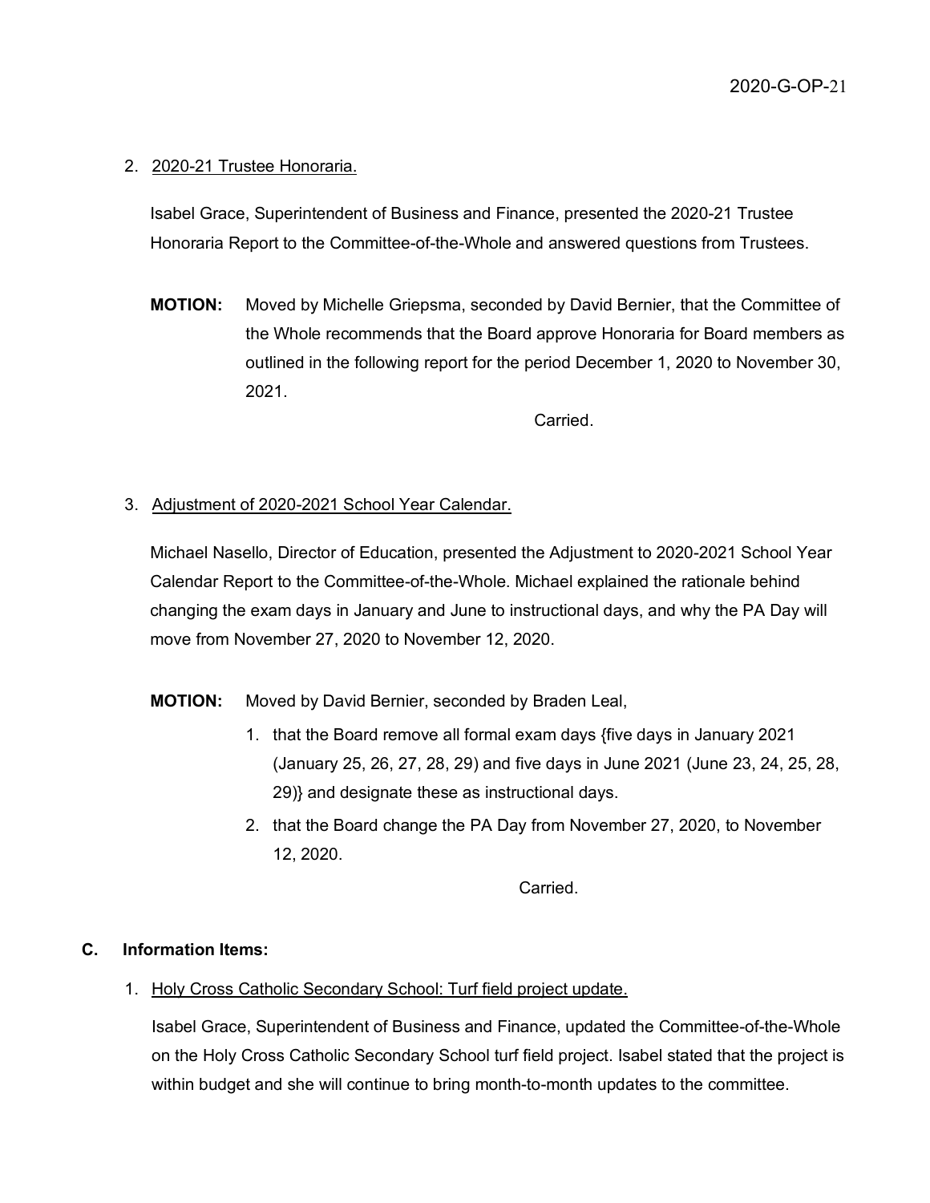2. <u>2020-21 Trustee Honoraria.</u>

   Isabel Grace, Superintendent of Business and Finance, presented the 2020-21 Trustee Honoraria Report to the Committee-of-the-Whole and answered questions from Trustees.

   **MOTION:** Moved by Michelle Griepsma, seconded by David Bernier, that the Committee of the Whole recommends that the Board approve Honoraria for Board members as outlined in the following report for the period December 1, 2020 to November 30, 2021.

   Carried.

3. <u>Adjustment of 2020-2021 School Year Calendar.</u>

   Michael Nasello, Director of Education, presented the Adjustment to 2020-2021 School Year Calendar Report to the Committee-of-the-Whole. Michael explained the rationale behind changing the exam days in January and June to instructional days, and why the PA Day will move from November 27, 2020 to November 12, 2020.

   **MOTION:** Moved by David Bernier, seconded by Braden Leal,

   1. that the Board remove all formal exam days {five days in January 2021 (January 25, 26, 27, 28, 29) and five days in June 2021 (June 23, 24, 25, 28, 29)} and designate these as instructional days.
   2. that the Board change the PA Day from November 27, 2020, to November 12, 2020.

   Carried.

**C. Information Items:**

1. <u>Holy Cross Catholic Secondary School: Turf field project update.</u>

   Isabel Grace, Superintendent of Business and Finance, updated the Committee-of-the-Whole on the Holy Cross Catholic Secondary School turf field project. Isabel stated that the project is within budget and she will continue to bring month-to-month updates to the committee.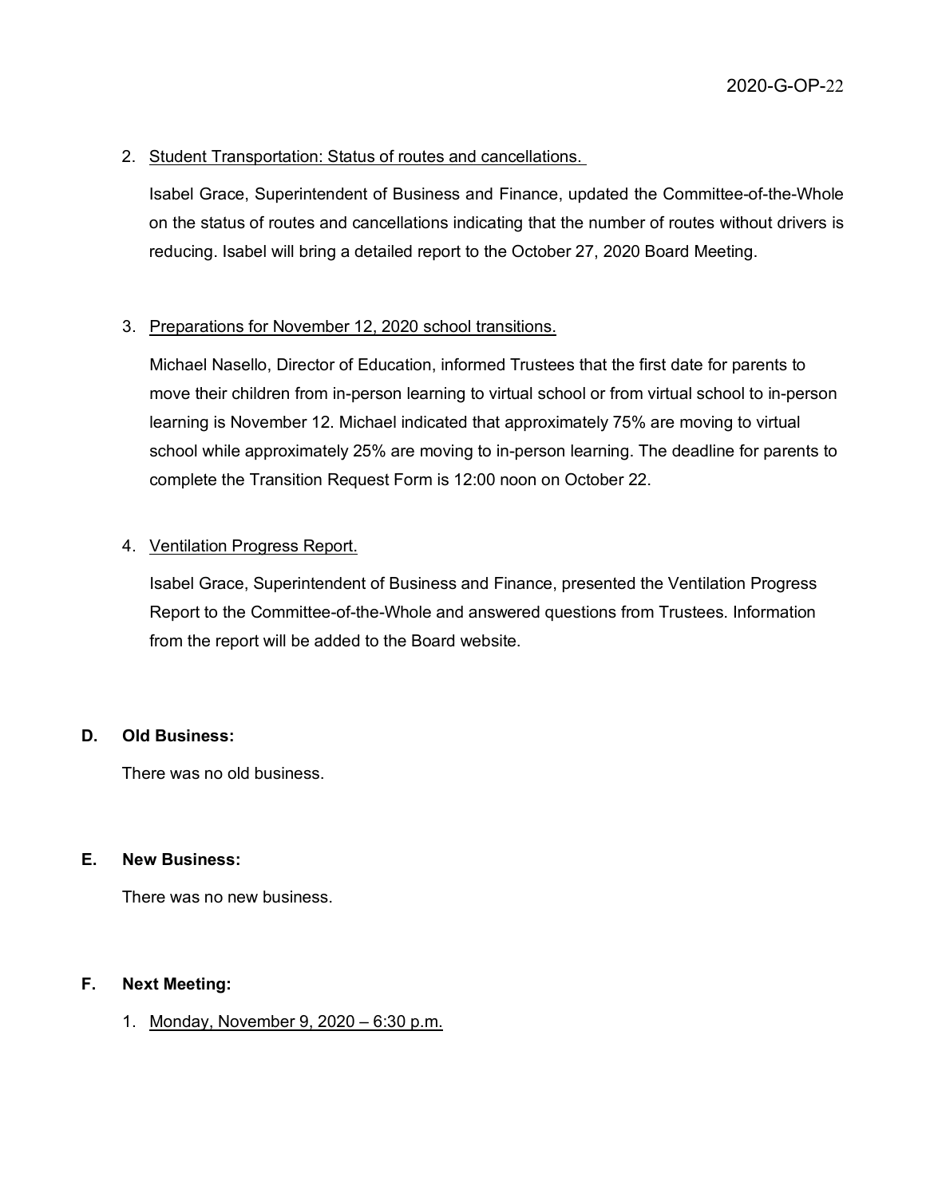2. Student Transportation: Status of routes and cancellations.

   Isabel Grace, Superintendent of Business and Finance, updated the Committee-of-the-Whole on the status of routes and cancellations indicating that the number of routes without drivers is reducing. Isabel will bring a detailed report to the October 27, 2020 Board Meeting.

3. Preparations for November 12, 2020 school transitions.

   Michael Nasello, Director of Education, informed Trustees that the first date for parents to move their children from in-person learning to virtual school or from virtual school to in-person learning is November 12. Michael indicated that approximately 75% are moving to virtual school while approximately 25% are moving to in-person learning. The deadline for parents to complete the Transition Request Form is 12:00 noon on October 22.

4. Ventilation Progress Report.

   Isabel Grace, Superintendent of Business and Finance, presented the Ventilation Progress Report to the Committee-of-the-Whole and answered questions from Trustees. Information from the report will be added to the Board website.

## D. Old Business:

There was no old business.

## E. New Business:

There was no new business.

## F. Next Meeting:

1. Monday, November 9, 2020 – 6:30 p.m.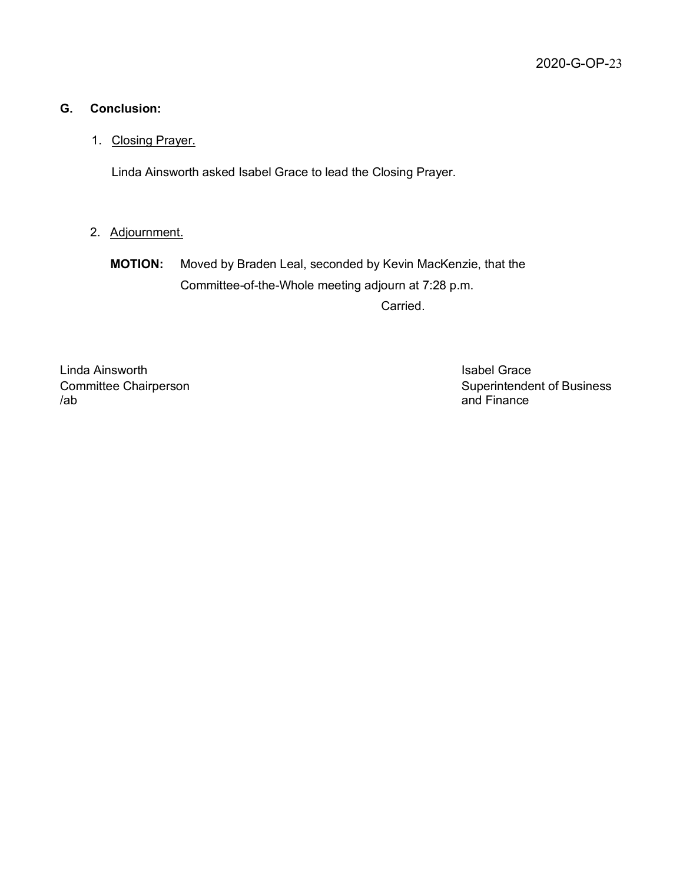## G. Conclusion:

1. Closing Prayer.

   Linda Ainsworth asked Isabel Grace to lead the Closing Prayer.

2. Adjournment.

   **MOTION:** Moved by Braden Leal, seconded by Kevin MacKenzie, that the Committee-of-the-Whole meeting adjourn at 7:28 p.m.

   Carried.

Linda Ainsworth
Committee Chairperson
/ab

Isabel Grace
Superintendent of Business and Finance